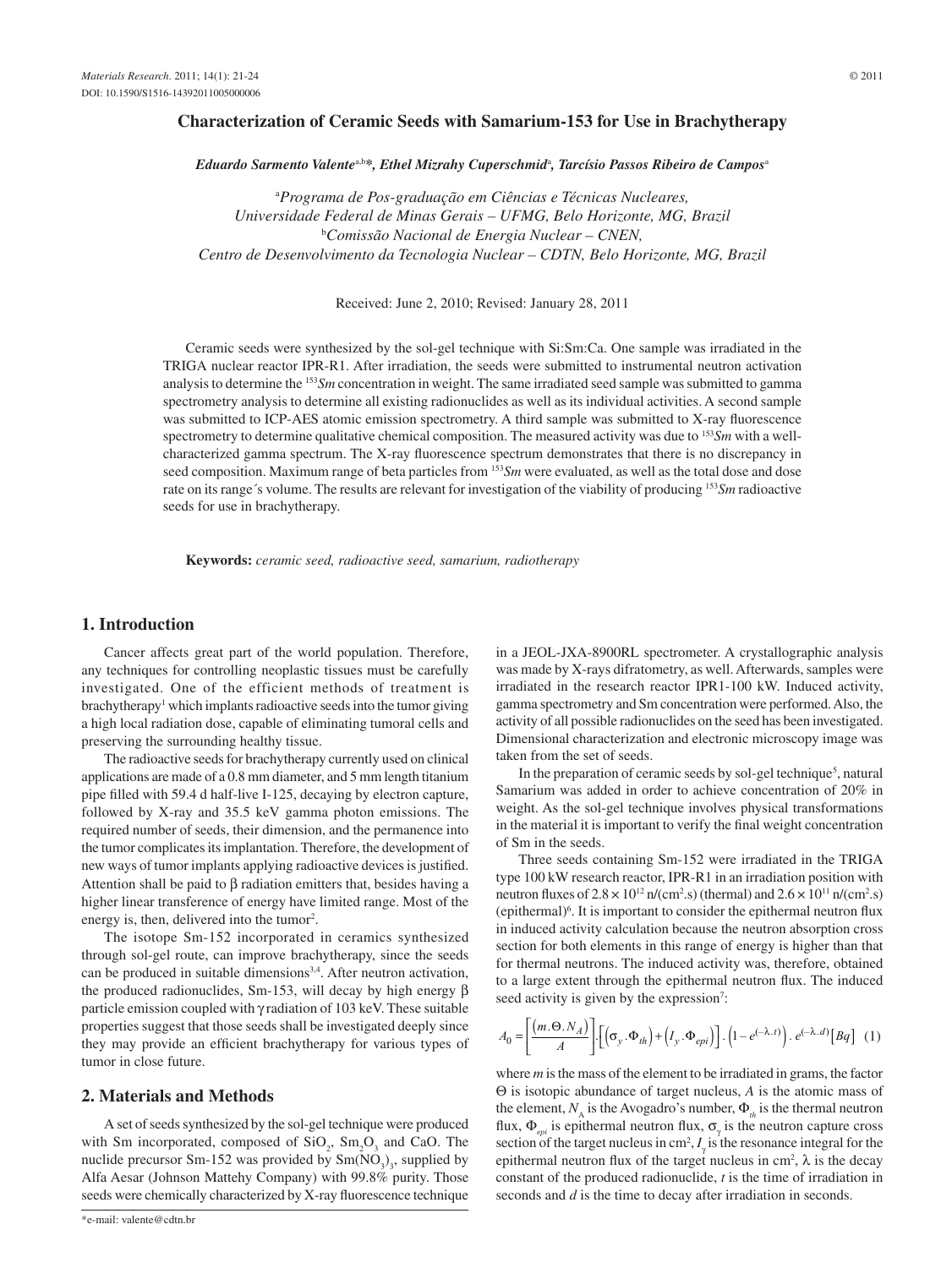# Characterization of Ceramic Seeds with Samarium-153 for Use in Brachytherapy

***Eduardo Sarmento Valente*[a,b]*, *Ethel Mizrahy Cuperschmid*[a], *Tarcísio Passos Ribeiro de Campos*[a]**

[a]*Programa de Pos-graduação em Ciências e Técnicas Nucleares, Universidade Federal de Minas Gerais – UFMG, Belo Horizonte, MG, Brazil*
[b]*Comissão Nacional de Energia Nuclear – CNEN, Centro de Desenvolvimento da Tecnologia Nuclear – CDTN, Belo Horizonte, MG, Brazil*

Received: June 2, 2010; Revised: January 28, 2011

Ceramic seeds were synthesized by the sol-gel technique with Si:Sm:Ca. One sample was irradiated in the TRIGA nuclear reactor IPR-R1. After irradiation, the seeds were submitted to instrumental neutron activation analysis to determine the $^{153}Sm$ concentration in weight. The same irradiated seed sample was submitted to gamma spectrometry analysis to determine all existing radionuclides as well as its individual activities. A second sample was submitted to ICP-AES atomic emission spectrometry. A third sample was submitted to X-ray fluorescence spectrometry to determine qualitative chemical composition. The measured activity was due to $^{153}Sm$ with a well-characterized gamma spectrum. The X-ray fluorescence spectrum demonstrates that there is no discrepancy in seed composition. Maximum range of beta particles from $^{153}Sm$ were evaluated, as well as the total dose and dose rate on its range´s volume. The results are relevant for investigation of the viability of producing $^{153}Sm$ radioactive seeds for use in brachytherapy.

**Keywords:** *ceramic seed, radioactive seed, samarium, radiotherapy*

## 1. Introduction

Cancer affects great part of the world population. Therefore, any techniques for controlling neoplastic tissues must be carefully investigated. One of the efficient methods of treatment is brachytherapy[1] which implants radioactive seeds into the tumor giving a high local radiation dose, capable of eliminating tumoral cells and preserving the surrounding healthy tissue.

The radioactive seeds for brachytherapy currently used on clinical applications are made of a 0.8 mm diameter, and 5 mm length titanium pipe filled with 59.4 d half-live I-125, decaying by electron capture, followed by X-ray and 35.5 keV gamma photon emissions. The required number of seeds, their dimension, and the permanence into the tumor complicates its implantation. Therefore, the development of new ways of tumor implants applying radioactive devices is justified. Attention shall be paid to $\beta$ radiation emitters that, besides having a higher linear transference of energy have limited range. Most of the energy is, then, delivered into the tumor[2].

The isotope Sm-152 incorporated in ceramics synthesized through sol-gel route, can improve brachytherapy, since the seeds can be produced in suitable dimensions[3,4]. After neutron activation, the produced radionuclides, Sm-153, will decay by high energy $\beta$ particle emission coupled with $\gamma$ radiation of 103 keV. These suitable properties suggest that those seeds shall be investigated deeply since they may provide an efficient brachytherapy for various types of tumor in close future.

## 2. Materials and Methods

A set of seeds synthesized by the sol-gel technique were produced with Sm incorporated, composed of $SiO_2$, $Sm_2O_3$ and CaO. The nuclide precursor Sm-152 was provided by $Sm(NO_3)_3$, supplied by Alfa Aesar (Johnson Mattehy Company) with 99.8% purity. Those seeds were chemically characterized by X-ray fluorescence technique in a JEOL-JXA-8900RL spectrometer. A crystallographic analysis was made by X-rays difratometry, as well. Afterwards, samples were irradiated in the research reactor IPR1-100 kW. Induced activity, gamma spectrometry and Sm concentration were performed. Also, the activity of all possible radionuclides on the seed has been investigated. Dimensional characterization and electronic microscopy image was taken from the set of seeds.

In the preparation of ceramic seeds by sol-gel technique[5], natural Samarium was added in order to achieve concentration of 20% in weight. As the sol-gel technique involves physical transformations in the material it is important to verify the final weight concentration of Sm in the seeds.

Three seeds containing Sm-152 were irradiated in the TRIGA type 100 kW research reactor, IPR-R1 in an irradiation position with neutron fluxes of $2.8 \times 10^{12}$ n/(cm$^2$.s) (thermal) and $2.6 \times 10^{11}$ n/(cm$^2$.s) (epithermal)[6]. It is important to consider the epithermal neutron flux in induced activity calculation because the neutron absorption cross section for both elements in this range of energy is higher than that for thermal neutrons. The induced activity was, therefore, obtained to a large extent through the epithermal neutron flux. The induced seed activity is given by the expression[7]:

$$A_0 = \left[\frac{(m.\Theta.N_A)}{A}\right].\left[\left(\sigma_y.\Phi_{th}\right)+\left(I_y.\Phi_{epi}\right)\right].\left(1-e^{(-\lambda.t)}\right).e^{(-\lambda.d)}\left[Bq\right] \quad (1)$$

where $m$ is the mass of the element to be irradiated in grams, the factor $\Theta$ is isotopic abundance of target nucleus, $A$ is the atomic mass of the element, $N_A$ is the Avogadro's number, $\Phi_{th}$ is the thermal neutron flux, $\Phi_{epi}$ is epithermal neutron flux, $\sigma_\gamma$ is the neutron capture cross section of the target nucleus in cm$^2$, $I_\gamma$ is the resonance integral for the epithermal neutron flux of the target nucleus in cm$^2$, $\lambda$ is the decay constant of the produced radionuclide, $t$ is the time of irradiation in seconds and $d$ is the time to decay after irradiation in seconds.

*e-mail: valente@cdtn.br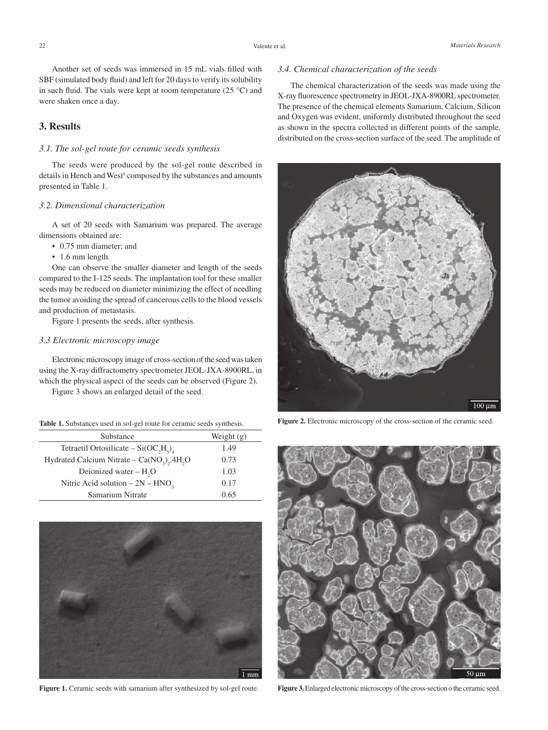Another set of seeds was immersed in 15 mL vials filled with SBF (simulated body fluid) and left for 20 days to verify its solubility in such fluid. The vials were kept at room temperature (25 °C) and were shaken once a day.

## 3. Results

### 3.1. The sol-gel route for ceramic seeds synthesis

The seeds were produced by the sol-gel route described in details in Hench and West[5] composed by the substances and amounts presented in Table 1.

### 3.2. Dimensional characterization

A set of 20 seeds with Samarium was prepared. The average dimensions obtained are:

- 0.75 mm diameter; and
- 1.6 mm length.

One can observe the smaller diameter and length of the seeds compared to the I-125 seeds. The implantation tool for these smaller seeds may be reduced on diameter minimizing the effect of needling the tumor avoiding the spread of cancerous cells to the blood vessels and production of metastasis.

Figure 1 presents the seeds, after synthesis.

### 3.3 Electronic microscopy image

Electronic microscopy image of cross-section of the seed was taken using the X-ray diffractometry spectrometer JEOL-JXA-8900RL, in which the physical aspect of the seeds can be observed (Figure 2).

Figure 3 shows an enlarged detail of the seed.

**Table 1.** Substances used in sol-gel route for ceramic seeds synthesis.

| Substance | Weight (g) |
| --- | --- |
| Tetraetil Ortosilicate – $Si(OC_2H_5)_4$ | 1.49 |
| Hydrated Calcium Nitrate – $Ca(NO_3)_2.4H_2O$ | 0.73 |
| Deionized water – $H_2O$ | 1.03 |
| Nitric Acid solution – 2N – $HNO_3$ | 0.17 |
| Samarium Nitrate | 0.65 |

**Figure 1.** Ceramic seeds with samarium after synthesized by sol-gel route.

### 3.4. Chemical characterization of the seeds

The chemical characterization of the seeds was made using the X-ray fluorescence spectrometry in JEOL-JXA-8900RL spectrometer. The presence of the chemical elements Samarium, Calcium, Silicon and Oxygen was evident, uniformly distributed throughout the seed as shown in the spectra collected in different points of the sample, distributed on the cross-section surface of the seed. The amplitude of

**Figure 2.** Electronic microscopy of the cross-section of the ceramic seed.

**Figure 3.** Enlarged electronic microscopy of the cross-section o the ceramic seed.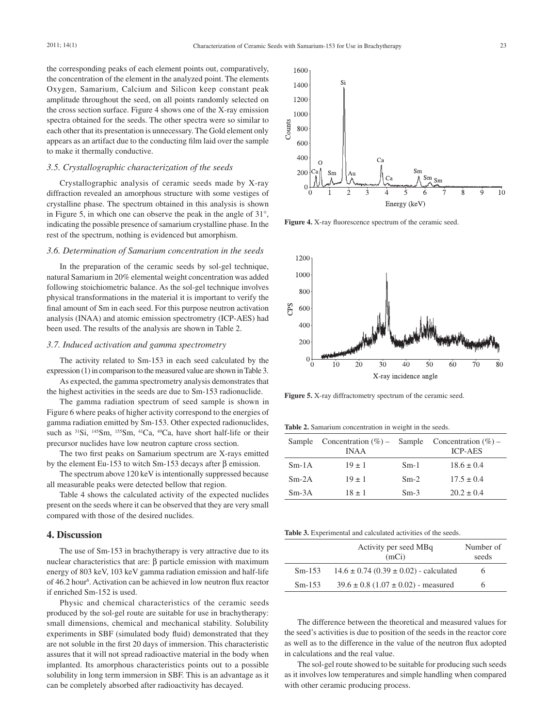the corresponding peaks of each element points out, comparatively, the concentration of the element in the analyzed point. The elements Oxygen, Samarium, Calcium and Silicon keep constant peak amplitude throughout the seed, on all points randomly selected on the cross section surface. Figure 4 shows one of the X-ray emission spectra obtained for the seeds. The other spectra were so similar to each other that its presentation is unnecessary. The Gold element only appears as an artifact due to the conducting film laid over the sample to make it thermally conductive.

### *3.5. Crystallographic characterization of the seeds*

Crystallographic analysis of ceramic seeds made by X-ray diffraction revealed an amorphous structure with some vestiges of crystalline phase. The spectrum obtained in this analysis is shown in Figure 5, in which one can observe the peak in the angle of 31°, indicating the possible presence of samarium crystalline phase. In the rest of the spectrum, nothing is evidenced but amorphism.

### *3.6. Determination of Samarium concentration in the seeds*

In the preparation of the ceramic seeds by sol-gel technique, natural Samarium in 20% elemental weight concentration was added following stoichiometric balance. As the sol-gel technique involves physical transformations in the material it is important to verify the final amount of Sm in each seed. For this purpose neutron activation analysis (INAA) and atomic emission spectrometry (ICP-AES) had been used. The results of the analysis are shown in Table 2.

### *3.7. Induced activation and gamma spectrometry*

The activity related to Sm-153 in each seed calculated by the expression (1) in comparison to the measured value are shown in Table 3.

As expected, the gamma spectrometry analysis demonstrates that the highest activities in the seeds are due to Sm-153 radionuclide.

The gamma radiation spectrum of seed sample is shown in Figure 6 where peaks of higher activity correspond to the energies of gamma radiation emitted by Sm-153. Other expected radionuclides, such as $^{31}$Si, $^{145}$Sm, $^{155}$Sm, $^{41}$Ca, $^{49}$Ca, have short half-life or their precursor nuclides have low neutron capture cross section.

The two first peaks on Samarium spectrum are X-rays emitted by the element Eu-153 to witch Sm-153 decays after β emission.

The spectrum above 120 keV is intentionally suppressed because all measurable peaks were detected bellow that region.

Table 4 shows the calculated activity of the expected nuclides present on the seeds where it can be observed that they are very small compared with those of the desired nuclides.

## 4. Discussion

The use of Sm-153 in brachytherapy is very attractive due to its nuclear characteristics that are: β particle emission with maximum energy of 803 keV, 103 keV gamma radiation emission and half-life of 46.2 hour[6]. Activation can be achieved in low neutron flux reactor if enriched Sm-152 is used.

Physic and chemical characteristics of the ceramic seeds produced by the sol-gel route are suitable for use in brachytherapy: small dimensions, chemical and mechanical stability. Solubility experiments in SBF (simulated body fluid) demonstrated that they are not soluble in the first 20 days of immersion. This characteristic assures that it will not spread radioactive material in the body when implanted. Its amorphous characteristics points out to a possible solubility in long term immersion in SBF. This is an advantage as it can be completely absorbed after radioactivity has decayed.

**Figure 4.** X-ray fluorescence spectrum of the ceramic seed.

**Figure 5.** X-ray diffractometry spectrum of the ceramic seed.

**Table 2.** Samarium concentration in weight in the seeds.

| Sample | Concentration (%) – INAA | Sample | Concentration (%) – ICP-AES |
|---|---|---|---|
| Sm-1A | 19 ± 1 | Sm-1 | 18.6 ± 0.4 |
| Sm-2A | 19 ± 1 | Sm-2 | 17.5 ± 0.4 |
| Sm-3A | 18 ± 1 | Sm-3 | 20.2 ± 0.4 |

**Table 3.** Experimental and calculated activities of the seeds.

| | Activity per seed MBq (mCi) | Number of seeds |
|---|---|---|
| Sm-153 | 14.6 ± 0.74 (0.39 ± 0.02) - calculated | 6 |
| Sm-153 | 39.6 ± 0.8 (1.07 ± 0.02) - measured | 6 |

The difference between the theoretical and measured values for the seed's activities is due to position of the seeds in the reactor core as well as to the difference in the value of the neutron flux adopted in calculations and the real value.

The sol-gel route showed to be suitable for producing such seeds as it involves low temperatures and simple handling when compared with other ceramic producing process.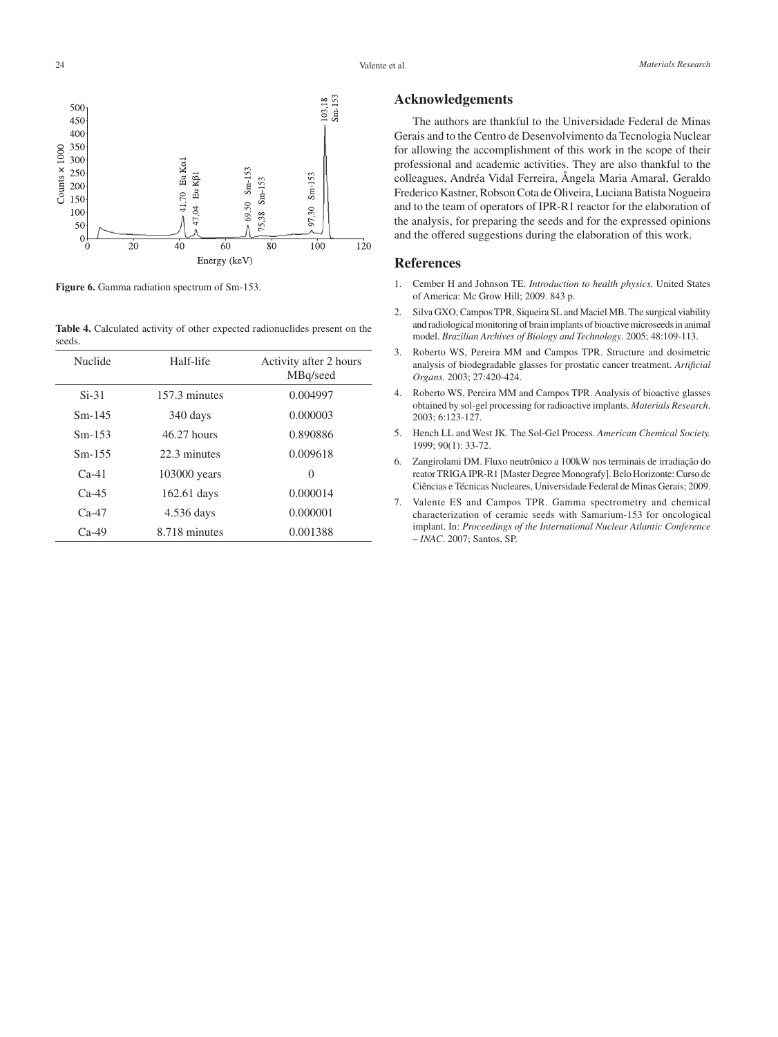500
450
400
350
300
250
200
150
100
50
0
Counts × 1000

0 20 40 60 80 100 120
Energy (keV)

41,70 Eu Kα1
47,04 Eu Kβ1
69,50 Sm-153
75,38 Sm-153
97,30 Sm-153
103,18 Sm-153

**Figure 6.** Gamma radiation spectrum of Sm-153.

**Table 4.** Calculated activity of other expected radionuclides present on the seeds.

| Nuclide | Half-life | Activity after 2 hours MBq/seed |
|---|---|---|
| Si-31 | 157.3 minutes | 0.004997 |
| Sm-145 | 340 days | 0.000003 |
| Sm-153 | 46.27 hours | 0.890886 |
| Sm-155 | 22.3 minutes | 0.009618 |
| Ca-41 | 103000 years | 0 |
| Ca-45 | 162.61 days | 0.000014 |
| Ca-47 | 4.536 days | 0.000001 |
| Ca-49 | 8.718 minutes | 0.001388 |

## Acknowledgements

The authors are thankful to the Universidade Federal de Minas Gerais and to the Centro de Desenvolvimento da Tecnologia Nuclear for allowing the accomplishment of this work in the scope of their professional and academic activities. They are also thankful to the colleagues, Andréa Vidal Ferreira, Ângela Maria Amaral, Geraldo Frederico Kastner, Robson Cota de Oliveira, Luciana Batista Nogueira and to the team of operators of IPR-R1 reactor for the elaboration of the analysis, for preparing the seeds and for the expressed opinions and the offered suggestions during the elaboration of this work.

## References

1. Cember H and Johnson TE. *Introduction to health physics*. United States of America: Mc Grow Hill; 2009. 843 p.
2. Silva GXO, Campos TPR, Siqueira SL and Maciel MB. The surgical viability and radiological monitoring of brain implants of bioactive microseeds in animal model. *Brazilian Archives of Biology and Technology*. 2005; 48:109-113.
3. Roberto WS, Pereira MM and Campos TPR. Structure and dosimetric analysis of biodegradable glasses for prostatic cancer treatment. *Artificial Organs*. 2003; 27:420-424.
4. Roberto WS, Pereira MM and Campos TPR. Analysis of bioactive glasses obtained by sol-gel processing for radioactive implants. *Materials Research*. 2003; 6:123-127.
5. Hench LL and West JK. The Sol-Gel Process. *American Chemical Society.* 1999; 90(1): 33-72.
6. Zangirolami DM. Fluxo neutrônico a 100kW nos terminais de irradiação do reator TRIGA IPR-R1 [Master Degree Monografy]. Belo Horizonte: Curso de Ciências e Técnicas Nucleares, Universidade Federal de Minas Gerais; 2009.
7. Valente ES and Campos TPR. Gamma spectrometry and chemical characterization of ceramic seeds with Samarium-153 for oncological implant. In: *Proceedings of the International Nuclear Atlantic Conference – INAC*. 2007; Santos, SP.